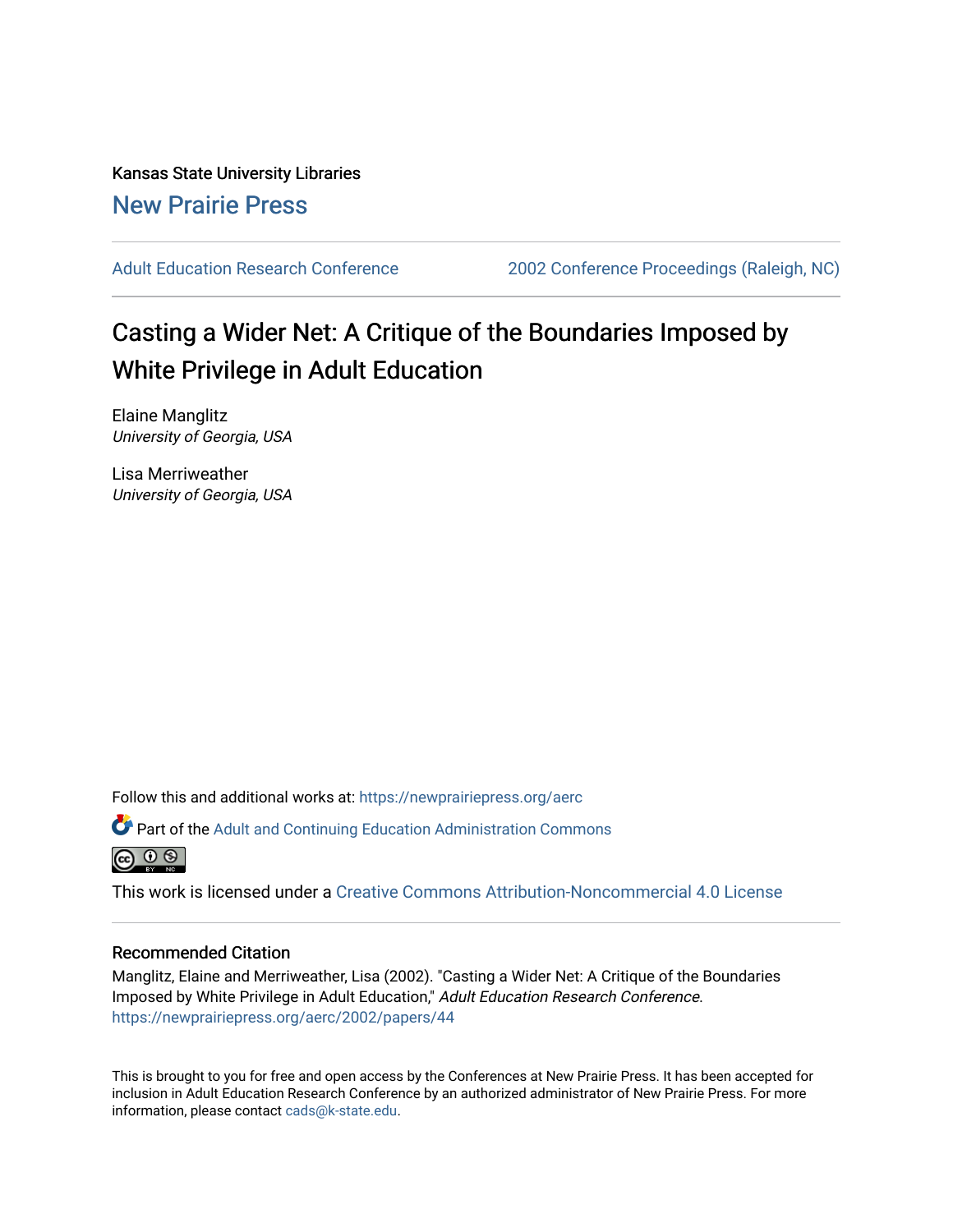Kansas State University Libraries

New Prairie Press

Adult Education Research Conference | 2002 Conference Proceedings (Raleigh, NC)

# Casting a Wider Net: A Critique of the Boundaries Imposed by White Privilege in Adult Education

Elaine Manglitz
*University of Georgia, USA*

Lisa Merriweather
*University of Georgia, USA*

Follow this and additional works at: https://newprairiepress.org/aerc

Part of the Adult and Continuing Education Administration Commons

This work is licensed under a Creative Commons Attribution-Noncommercial 4.0 License

## Recommended Citation

Manglitz, Elaine and Merriweather, Lisa (2002). "Casting a Wider Net: A Critique of the Boundaries Imposed by White Privilege in Adult Education," *Adult Education Research Conference*. https://newprairiepress.org/aerc/2002/papers/44

This is brought to you for free and open access by the Conferences at New Prairie Press. It has been accepted for inclusion in Adult Education Research Conference by an authorized administrator of New Prairie Press. For more information, please contact cads@k-state.edu.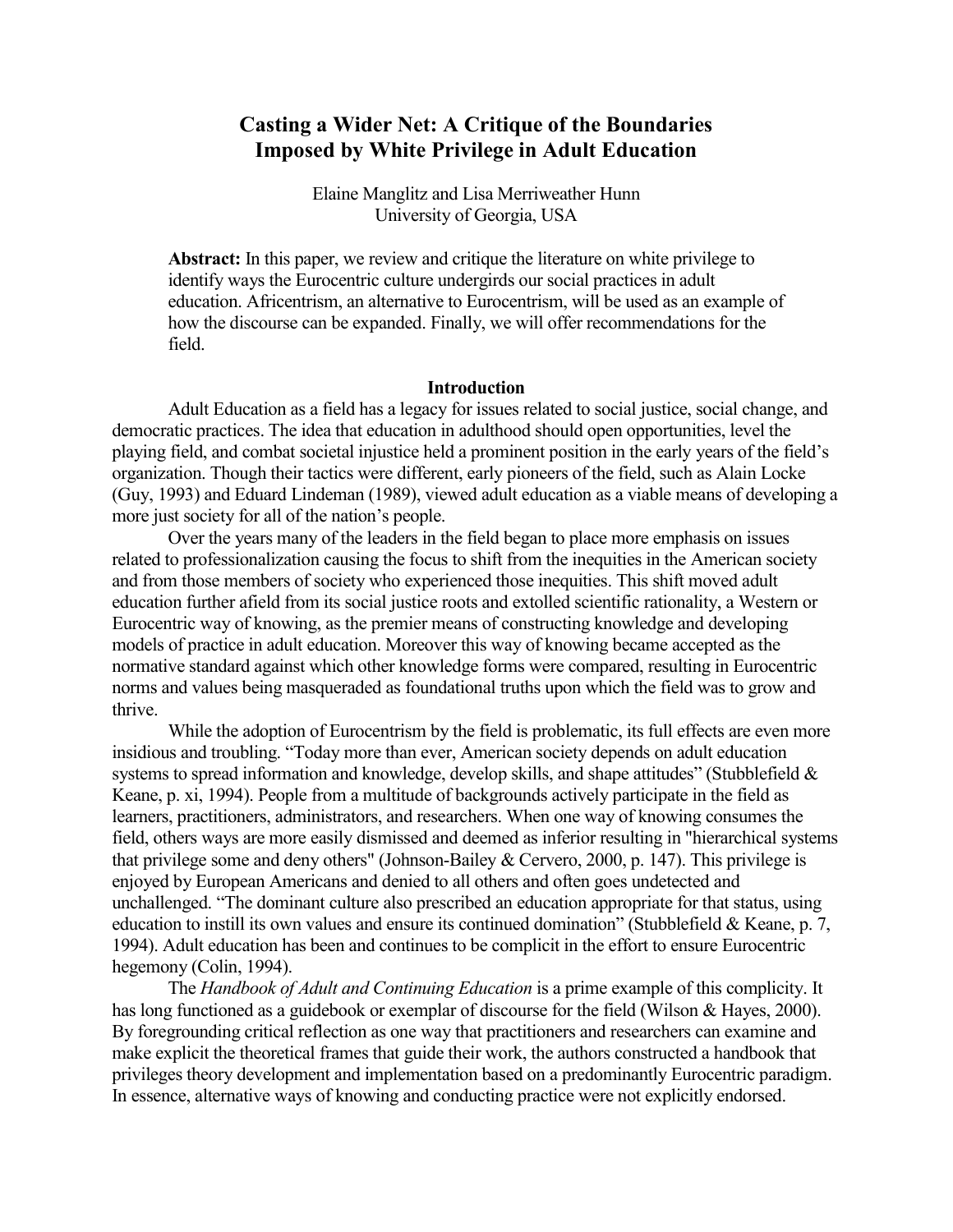# Casting a Wider Net: A Critique of the Boundaries Imposed by White Privilege in Adult Education

Elaine Manglitz and Lisa Merriweather Hunn
University of Georgia, USA

**Abstract:** In this paper, we review and critique the literature on white privilege to identify ways the Eurocentric culture undergirds our social practices in adult education. Africentrism, an alternative to Eurocentrism, will be used as an example of how the discourse can be expanded. Finally, we will offer recommendations for the field.

## Introduction

Adult Education as a field has a legacy for issues related to social justice, social change, and democratic practices. The idea that education in adulthood should open opportunities, level the playing field, and combat societal injustice held a prominent position in the early years of the field's organization. Though their tactics were different, early pioneers of the field, such as Alain Locke (Guy, 1993) and Eduard Lindeman (1989), viewed adult education as a viable means of developing a more just society for all of the nation's people.

Over the years many of the leaders in the field began to place more emphasis on issues related to professionalization causing the focus to shift from the inequities in the American society and from those members of society who experienced those inequities. This shift moved adult education further afield from its social justice roots and extolled scientific rationality, a Western or Eurocentric way of knowing, as the premier means of constructing knowledge and developing models of practice in adult education. Moreover this way of knowing became accepted as the normative standard against which other knowledge forms were compared, resulting in Eurocentric norms and values being masqueraded as foundational truths upon which the field was to grow and thrive.

While the adoption of Eurocentrism by the field is problematic, its full effects are even more insidious and troubling. "Today more than ever, American society depends on adult education systems to spread information and knowledge, develop skills, and shape attitudes" (Stubblefield & Keane, p. xi, 1994). People from a multitude of backgrounds actively participate in the field as learners, practitioners, administrators, and researchers. When one way of knowing consumes the field, others ways are more easily dismissed and deemed as inferior resulting in "hierarchical systems that privilege some and deny others" (Johnson-Bailey & Cervero, 2000, p. 147). This privilege is enjoyed by European Americans and denied to all others and often goes undetected and unchallenged. "The dominant culture also prescribed an education appropriate for that status, using education to instill its own values and ensure its continued domination" (Stubblefield & Keane, p. 7, 1994). Adult education has been and continues to be complicit in the effort to ensure Eurocentric hegemony (Colin, 1994).

The *Handbook of Adult and Continuing Education* is a prime example of this complicity. It has long functioned as a guidebook or exemplar of discourse for the field (Wilson & Hayes, 2000). By foregrounding critical reflection as one way that practitioners and researchers can examine and make explicit the theoretical frames that guide their work, the authors constructed a handbook that privileges theory development and implementation based on a predominantly Eurocentric paradigm. In essence, alternative ways of knowing and conducting practice were not explicitly endorsed.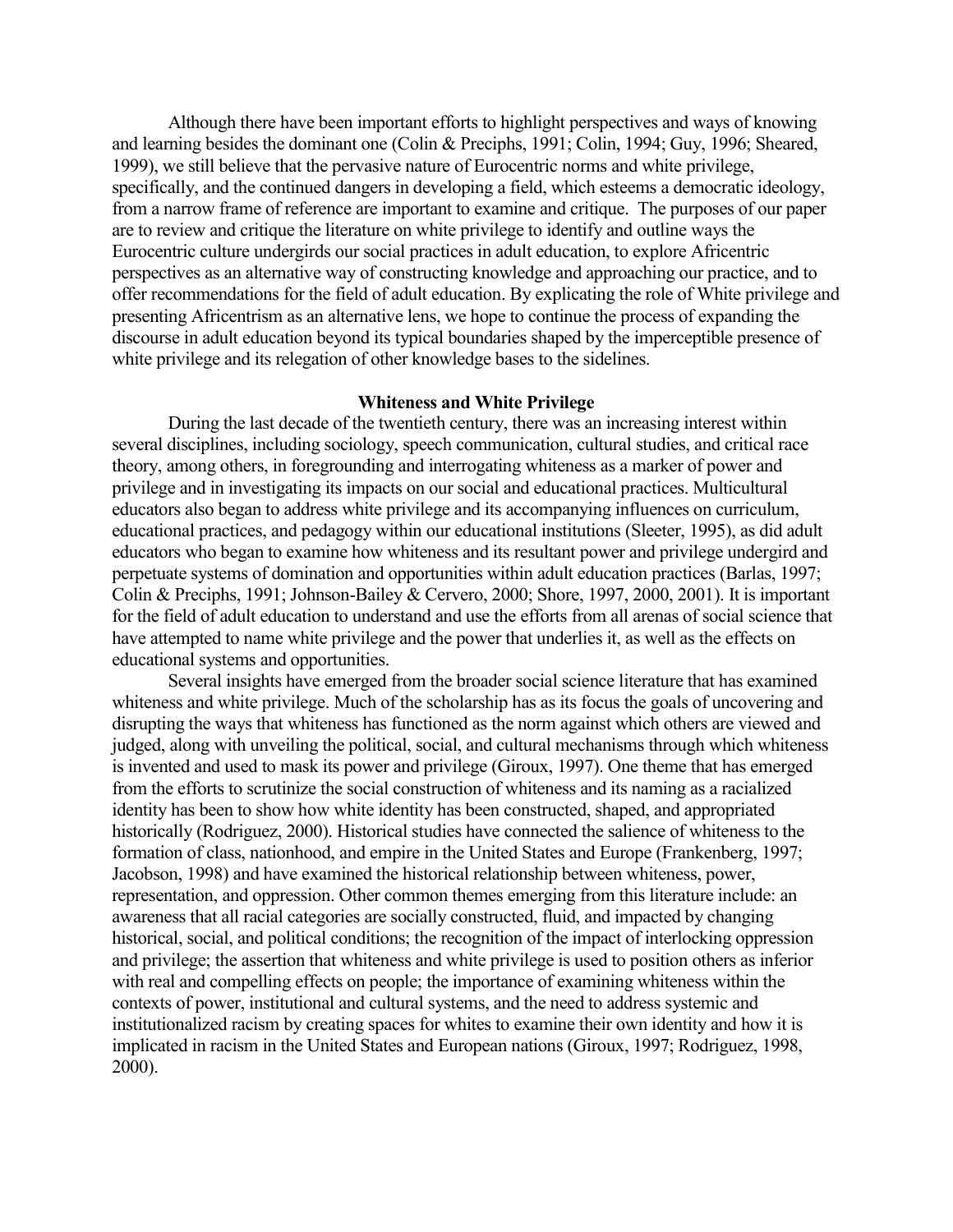Although there have been important efforts to highlight perspectives and ways of knowing and learning besides the dominant one (Colin & Preciphs, 1991; Colin, 1994; Guy, 1996; Sheared, 1999), we still believe that the pervasive nature of Eurocentric norms and white privilege, specifically, and the continued dangers in developing a field, which esteems a democratic ideology, from a narrow frame of reference are important to examine and critique. The purposes of our paper are to review and critique the literature on white privilege to identify and outline ways the Eurocentric culture undergirds our social practices in adult education, to explore Africentric perspectives as an alternative way of constructing knowledge and approaching our practice, and to offer recommendations for the field of adult education. By explicating the role of White privilege and presenting Africentrism as an alternative lens, we hope to continue the process of expanding the discourse in adult education beyond its typical boundaries shaped by the imperceptible presence of white privilege and its relegation of other knowledge bases to the sidelines.

## Whiteness and White Privilege

During the last decade of the twentieth century, there was an increasing interest within several disciplines, including sociology, speech communication, cultural studies, and critical race theory, among others, in foregrounding and interrogating whiteness as a marker of power and privilege and in investigating its impacts on our social and educational practices. Multicultural educators also began to address white privilege and its accompanying influences on curriculum, educational practices, and pedagogy within our educational institutions (Sleeter, 1995), as did adult educators who began to examine how whiteness and its resultant power and privilege undergird and perpetuate systems of domination and opportunities within adult education practices (Barlas, 1997; Colin & Preciphs, 1991; Johnson-Bailey & Cervero, 2000; Shore, 1997, 2000, 2001). It is important for the field of adult education to understand and use the efforts from all arenas of social science that have attempted to name white privilege and the power that underlies it, as well as the effects on educational systems and opportunities.

Several insights have emerged from the broader social science literature that has examined whiteness and white privilege. Much of the scholarship has as its focus the goals of uncovering and disrupting the ways that whiteness has functioned as the norm against which others are viewed and judged, along with unveiling the political, social, and cultural mechanisms through which whiteness is invented and used to mask its power and privilege (Giroux, 1997). One theme that has emerged from the efforts to scrutinize the social construction of whiteness and its naming as a racialized identity has been to show how white identity has been constructed, shaped, and appropriated historically (Rodriguez, 2000). Historical studies have connected the salience of whiteness to the formation of class, nationhood, and empire in the United States and Europe (Frankenberg, 1997; Jacobson, 1998) and have examined the historical relationship between whiteness, power, representation, and oppression. Other common themes emerging from this literature include: an awareness that all racial categories are socially constructed, fluid, and impacted by changing historical, social, and political conditions; the recognition of the impact of interlocking oppression and privilege; the assertion that whiteness and white privilege is used to position others as inferior with real and compelling effects on people; the importance of examining whiteness within the contexts of power, institutional and cultural systems, and the need to address systemic and institutionalized racism by creating spaces for whites to examine their own identity and how it is implicated in racism in the United States and European nations (Giroux, 1997; Rodriguez, 1998, 2000).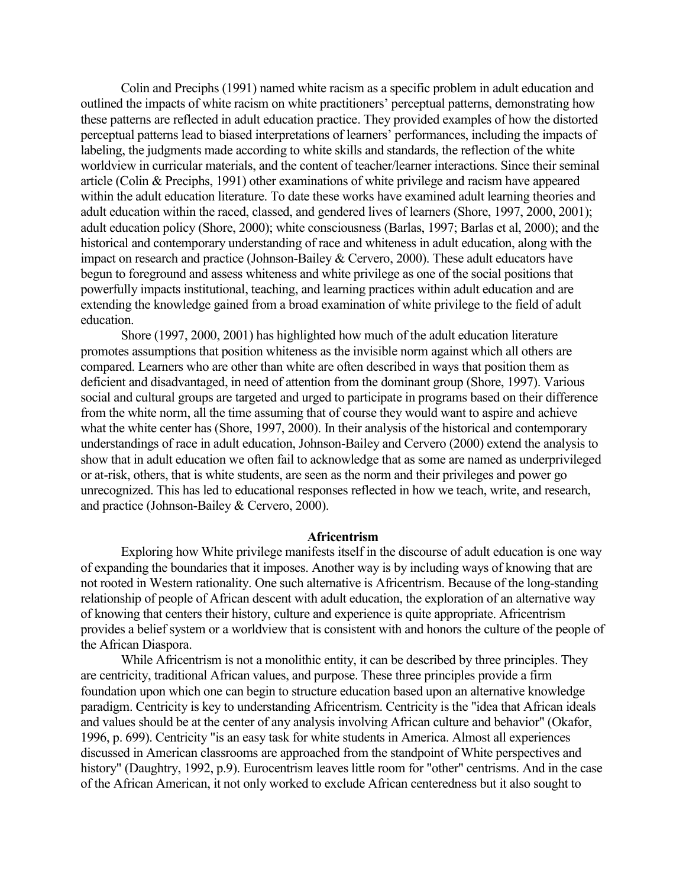Colin and Preciphs (1991) named white racism as a specific problem in adult education and outlined the impacts of white racism on white practitioners' perceptual patterns, demonstrating how these patterns are reflected in adult education practice. They provided examples of how the distorted perceptual patterns lead to biased interpretations of learners' performances, including the impacts of labeling, the judgments made according to white skills and standards, the reflection of the white worldview in curricular materials, and the content of teacher/learner interactions. Since their seminal article (Colin & Preciphs, 1991) other examinations of white privilege and racism have appeared within the adult education literature. To date these works have examined adult learning theories and adult education within the raced, classed, and gendered lives of learners (Shore, 1997, 2000, 2001); adult education policy (Shore, 2000); white consciousness (Barlas, 1997; Barlas et al, 2000); and the historical and contemporary understanding of race and whiteness in adult education, along with the impact on research and practice (Johnson-Bailey & Cervero, 2000). These adult educators have begun to foreground and assess whiteness and white privilege as one of the social positions that powerfully impacts institutional, teaching, and learning practices within adult education and are extending the knowledge gained from a broad examination of white privilege to the field of adult education.

Shore (1997, 2000, 2001) has highlighted how much of the adult education literature promotes assumptions that position whiteness as the invisible norm against which all others are compared. Learners who are other than white are often described in ways that position them as deficient and disadvantaged, in need of attention from the dominant group (Shore, 1997). Various social and cultural groups are targeted and urged to participate in programs based on their difference from the white norm, all the time assuming that of course they would want to aspire and achieve what the white center has (Shore, 1997, 2000). In their analysis of the historical and contemporary understandings of race in adult education, Johnson-Bailey and Cervero (2000) extend the analysis to show that in adult education we often fail to acknowledge that as some are named as underprivileged or at-risk, others, that is white students, are seen as the norm and their privileges and power go unrecognized. This has led to educational responses reflected in how we teach, write, and research, and practice (Johnson-Bailey & Cervero, 2000).

## Africentrism

Exploring how White privilege manifests itself in the discourse of adult education is one way of expanding the boundaries that it imposes. Another way is by including ways of knowing that are not rooted in Western rationality. One such alternative is Africentrism. Because of the long-standing relationship of people of African descent with adult education, the exploration of an alternative way of knowing that centers their history, culture and experience is quite appropriate. Africentrism provides a belief system or a worldview that is consistent with and honors the culture of the people of the African Diaspora.

While Africentrism is not a monolithic entity, it can be described by three principles. They are centricity, traditional African values, and purpose. These three principles provide a firm foundation upon which one can begin to structure education based upon an alternative knowledge paradigm. Centricity is key to understanding Africentrism. Centricity is the "idea that African ideals and values should be at the center of any analysis involving African culture and behavior" (Okafor, 1996, p. 699). Centricity "is an easy task for white students in America. Almost all experiences discussed in American classrooms are approached from the standpoint of White perspectives and history" (Daughtry, 1992, p.9). Eurocentrism leaves little room for "other" centrisms. And in the case of the African American, it not only worked to exclude African centeredness but it also sought to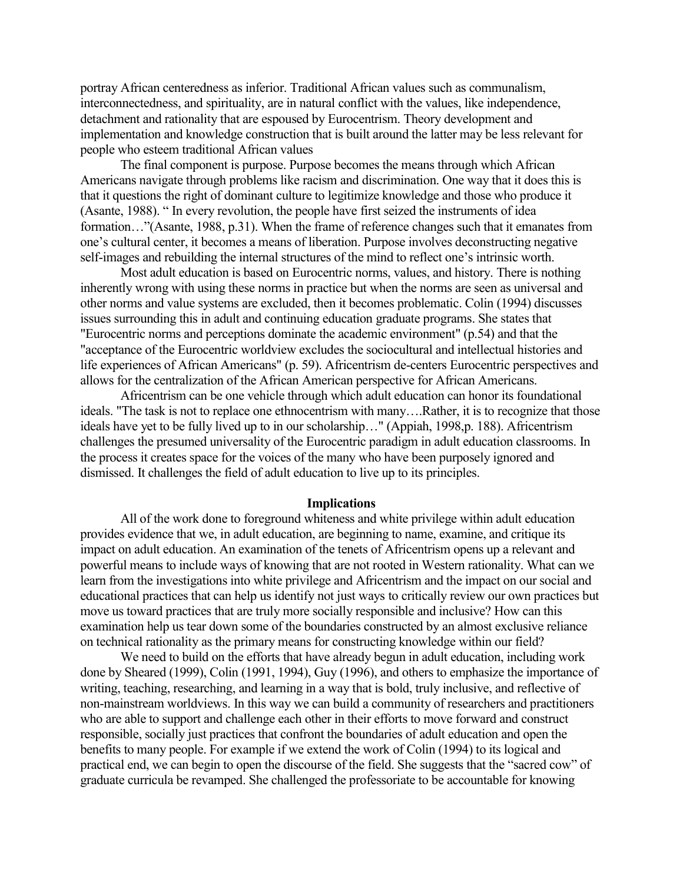portray African centeredness as inferior. Traditional African values such as communalism, interconnectedness, and spirituality, are in natural conflict with the values, like independence, detachment and rationality that are espoused by Eurocentrism. Theory development and implementation and knowledge construction that is built around the latter may be less relevant for people who esteem traditional African values

The final component is purpose. Purpose becomes the means through which African Americans navigate through problems like racism and discrimination. One way that it does this is that it questions the right of dominant culture to legitimize knowledge and those who produce it (Asante, 1988). " In every revolution, the people have first seized the instruments of idea formation…"(Asante, 1988, p.31). When the frame of reference changes such that it emanates from one's cultural center, it becomes a means of liberation. Purpose involves deconstructing negative self-images and rebuilding the internal structures of the mind to reflect one's intrinsic worth.

Most adult education is based on Eurocentric norms, values, and history. There is nothing inherently wrong with using these norms in practice but when the norms are seen as universal and other norms and value systems are excluded, then it becomes problematic. Colin (1994) discusses issues surrounding this in adult and continuing education graduate programs. She states that "Eurocentric norms and perceptions dominate the academic environment" (p.54) and that the "acceptance of the Eurocentric worldview excludes the sociocultural and intellectual histories and life experiences of African Americans" (p. 59). Africentrism de-centers Eurocentric perspectives and allows for the centralization of the African American perspective for African Americans.

Africentrism can be one vehicle through which adult education can honor its foundational ideals. "The task is not to replace one ethnocentrism with many….Rather, it is to recognize that those ideals have yet to be fully lived up to in our scholarship…" (Appiah, 1998,p. 188). Africentrism challenges the presumed universality of the Eurocentric paradigm in adult education classrooms. In the process it creates space for the voices of the many who have been purposely ignored and dismissed. It challenges the field of adult education to live up to its principles.

## Implications

All of the work done to foreground whiteness and white privilege within adult education provides evidence that we, in adult education, are beginning to name, examine, and critique its impact on adult education. An examination of the tenets of Africentrism opens up a relevant and powerful means to include ways of knowing that are not rooted in Western rationality. What can we learn from the investigations into white privilege and Africentrism and the impact on our social and educational practices that can help us identify not just ways to critically review our own practices but move us toward practices that are truly more socially responsible and inclusive? How can this examination help us tear down some of the boundaries constructed by an almost exclusive reliance on technical rationality as the primary means for constructing knowledge within our field?

We need to build on the efforts that have already begun in adult education, including work done by Sheared (1999), Colin (1991, 1994), Guy (1996), and others to emphasize the importance of writing, teaching, researching, and learning in a way that is bold, truly inclusive, and reflective of non-mainstream worldviews. In this way we can build a community of researchers and practitioners who are able to support and challenge each other in their efforts to move forward and construct responsible, socially just practices that confront the boundaries of adult education and open the benefits to many people. For example if we extend the work of Colin (1994) to its logical and practical end, we can begin to open the discourse of the field. She suggests that the "sacred cow" of graduate curricula be revamped. She challenged the professoriate to be accountable for knowing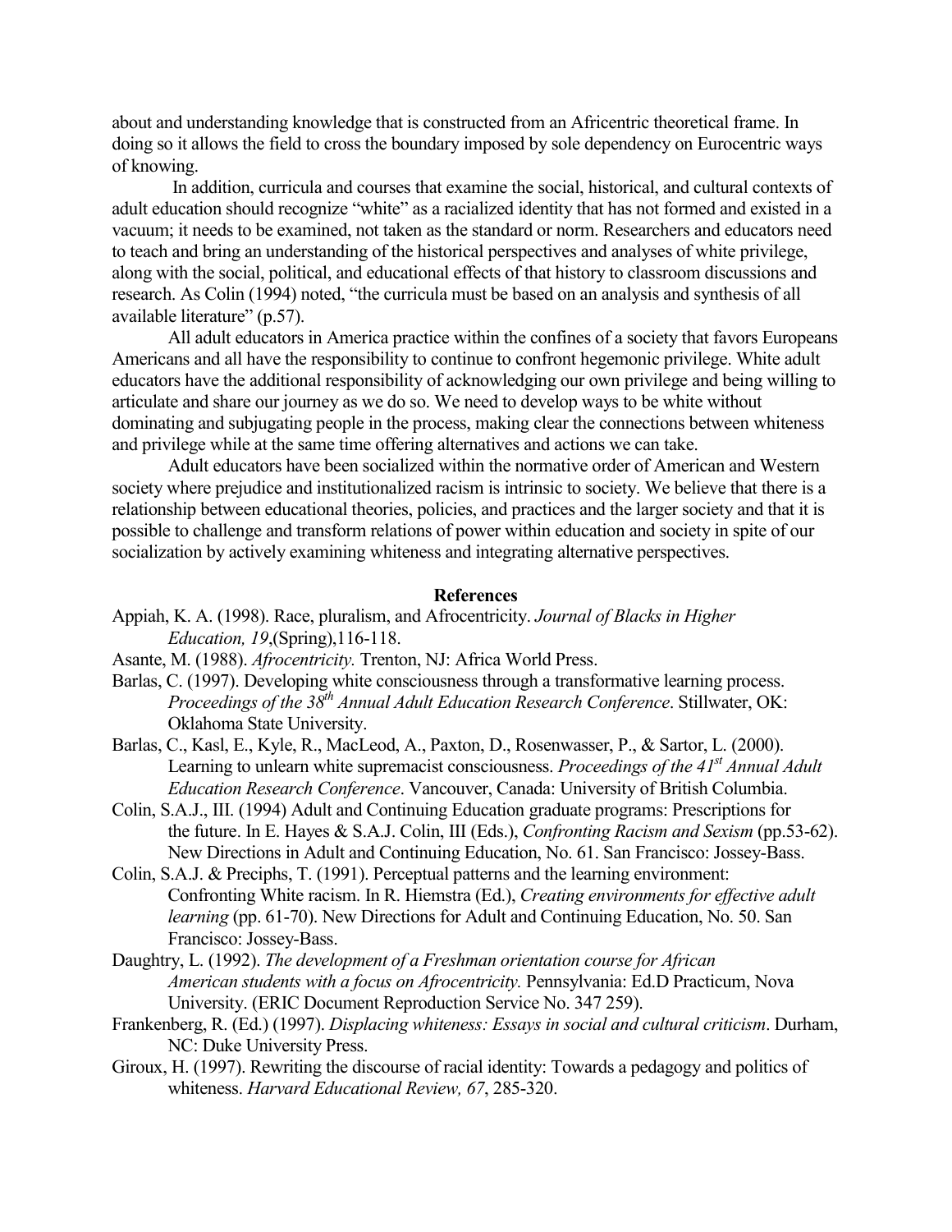about and understanding knowledge that is constructed from an Africentric theoretical frame. In doing so it allows the field to cross the boundary imposed by sole dependency on Eurocentric ways of knowing.

In addition, curricula and courses that examine the social, historical, and cultural contexts of adult education should recognize "white" as a racialized identity that has not formed and existed in a vacuum; it needs to be examined, not taken as the standard or norm. Researchers and educators need to teach and bring an understanding of the historical perspectives and analyses of white privilege, along with the social, political, and educational effects of that history to classroom discussions and research. As Colin (1994) noted, "the curricula must be based on an analysis and synthesis of all available literature" (p.57).

All adult educators in America practice within the confines of a society that favors Europeans Americans and all have the responsibility to continue to confront hegemonic privilege. White adult educators have the additional responsibility of acknowledging our own privilege and being willing to articulate and share our journey as we do so. We need to develop ways to be white without dominating and subjugating people in the process, making clear the connections between whiteness and privilege while at the same time offering alternatives and actions we can take.

Adult educators have been socialized within the normative order of American and Western society where prejudice and institutionalized racism is intrinsic to society. We believe that there is a relationship between educational theories, policies, and practices and the larger society and that it is possible to challenge and transform relations of power within education and society in spite of our socialization by actively examining whiteness and integrating alternative perspectives.

## References

Appiah, K. A. (1998). Race, pluralism, and Afrocentricity. *Journal of Blacks in Higher Education, 19*,(Spring),116-118.

Asante, M. (1988). *Afrocentricity.* Trenton, NJ: Africa World Press.

Barlas, C. (1997). Developing white consciousness through a transformative learning process. *Proceedings of the 38th Annual Adult Education Research Conference*. Stillwater, OK: Oklahoma State University.

Barlas, C., Kasl, E., Kyle, R., MacLeod, A., Paxton, D., Rosenwasser, P., & Sartor, L. (2000). Learning to unlearn white supremacist consciousness. *Proceedings of the 41st Annual Adult Education Research Conference*. Vancouver, Canada: University of British Columbia.

Colin, S.A.J., III. (1994) Adult and Continuing Education graduate programs: Prescriptions for the future. In E. Hayes & S.A.J. Colin, III (Eds.), *Confronting Racism and Sexism* (pp.53-62). New Directions in Adult and Continuing Education, No. 61. San Francisco: Jossey-Bass.

Colin, S.A.J. & Preciphs, T. (1991). Perceptual patterns and the learning environment: Confronting White racism. In R. Hiemstra (Ed.), *Creating environments for effective adult learning* (pp. 61-70). New Directions for Adult and Continuing Education, No. 50. San Francisco: Jossey-Bass.

Daughtry, L. (1992). *The development of a Freshman orientation course for African American students with a focus on Afrocentricity.* Pennsylvania: Ed.D Practicum, Nova University. (ERIC Document Reproduction Service No. 347 259).

Frankenberg, R. (Ed.) (1997). *Displacing whiteness: Essays in social and cultural criticism*. Durham, NC: Duke University Press.

Giroux, H. (1997). Rewriting the discourse of racial identity: Towards a pedagogy and politics of whiteness. *Harvard Educational Review, 67*, 285-320.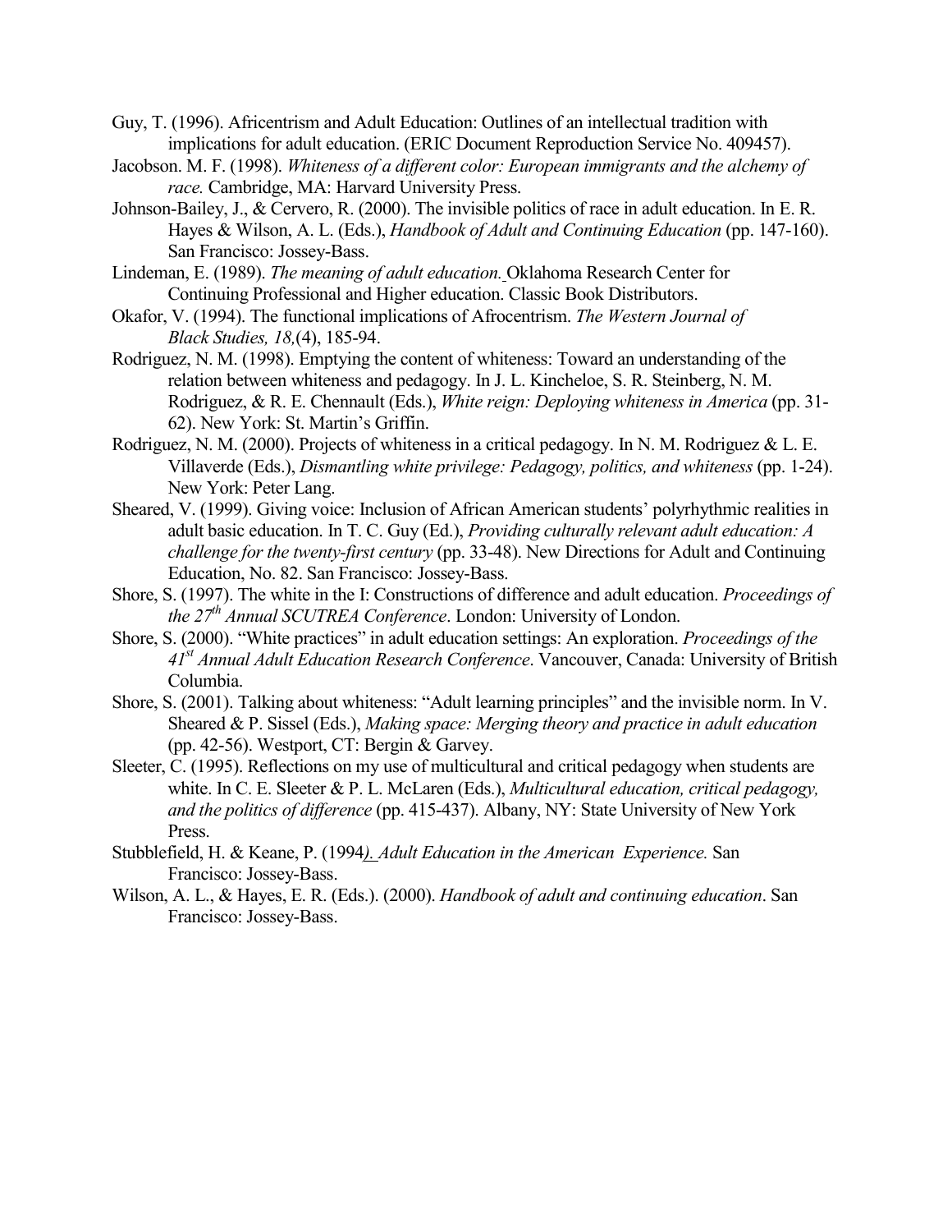Guy, T. (1996). Africentrism and Adult Education: Outlines of an intellectual tradition with implications for adult education. (ERIC Document Reproduction Service No. 409457).

Jacobson. M. F. (1998). *Whiteness of a different color: European immigrants and the alchemy of race.* Cambridge, MA: Harvard University Press.

Johnson-Bailey, J., & Cervero, R. (2000). The invisible politics of race in adult education. In E. R. Hayes & Wilson, A. L. (Eds.), *Handbook of Adult and Continuing Education* (pp. 147-160). San Francisco: Jossey-Bass.

Lindeman, E. (1989). *The meaning of adult education.* Oklahoma Research Center for Continuing Professional and Higher education. Classic Book Distributors.

Okafor, V. (1994). The functional implications of Afrocentrism. *The Western Journal of Black Studies, 18,*(4), 185-94.

Rodriguez, N. M. (1998). Emptying the content of whiteness: Toward an understanding of the relation between whiteness and pedagogy. In J. L. Kincheloe, S. R. Steinberg, N. M. Rodriguez, & R. E. Chennault (Eds.), *White reign: Deploying whiteness in America* (pp. 31-62). New York: St. Martin's Griffin.

Rodriguez, N. M. (2000). Projects of whiteness in a critical pedagogy. In N. M. Rodriguez & L. E. Villaverde (Eds.), *Dismantling white privilege: Pedagogy, politics, and whiteness* (pp. 1-24). New York: Peter Lang.

Sheared, V. (1999). Giving voice: Inclusion of African American students' polyrhythmic realities in adult basic education. In T. C. Guy (Ed.), *Providing culturally relevant adult education: A challenge for the twenty-first century* (pp. 33-48). New Directions for Adult and Continuing Education, No. 82. San Francisco: Jossey-Bass.

Shore, S. (1997). The white in the I: Constructions of difference and adult education. *Proceedings of the 27th Annual SCUTREA Conference*. London: University of London.

Shore, S. (2000). "White practices" in adult education settings: An exploration. *Proceedings of the 41st Annual Adult Education Research Conference*. Vancouver, Canada: University of British Columbia.

Shore, S. (2001). Talking about whiteness: "Adult learning principles" and the invisible norm. In V. Sheared & P. Sissel (Eds.), *Making space: Merging theory and practice in adult education* (pp. 42-56). Westport, CT: Bergin & Garvey.

Sleeter, C. (1995). Reflections on my use of multicultural and critical pedagogy when students are white. In C. E. Sleeter & P. L. McLaren (Eds.), *Multicultural education, critical pedagogy, and the politics of difference* (pp. 415-437). Albany, NY: State University of New York Press.

Stubblefield, H. & Keane, P. (1994). *Adult Education in the American Experience.* San Francisco: Jossey-Bass.

Wilson, A. L., & Hayes, E. R. (Eds.). (2000). *Handbook of adult and continuing education*. San Francisco: Jossey-Bass.